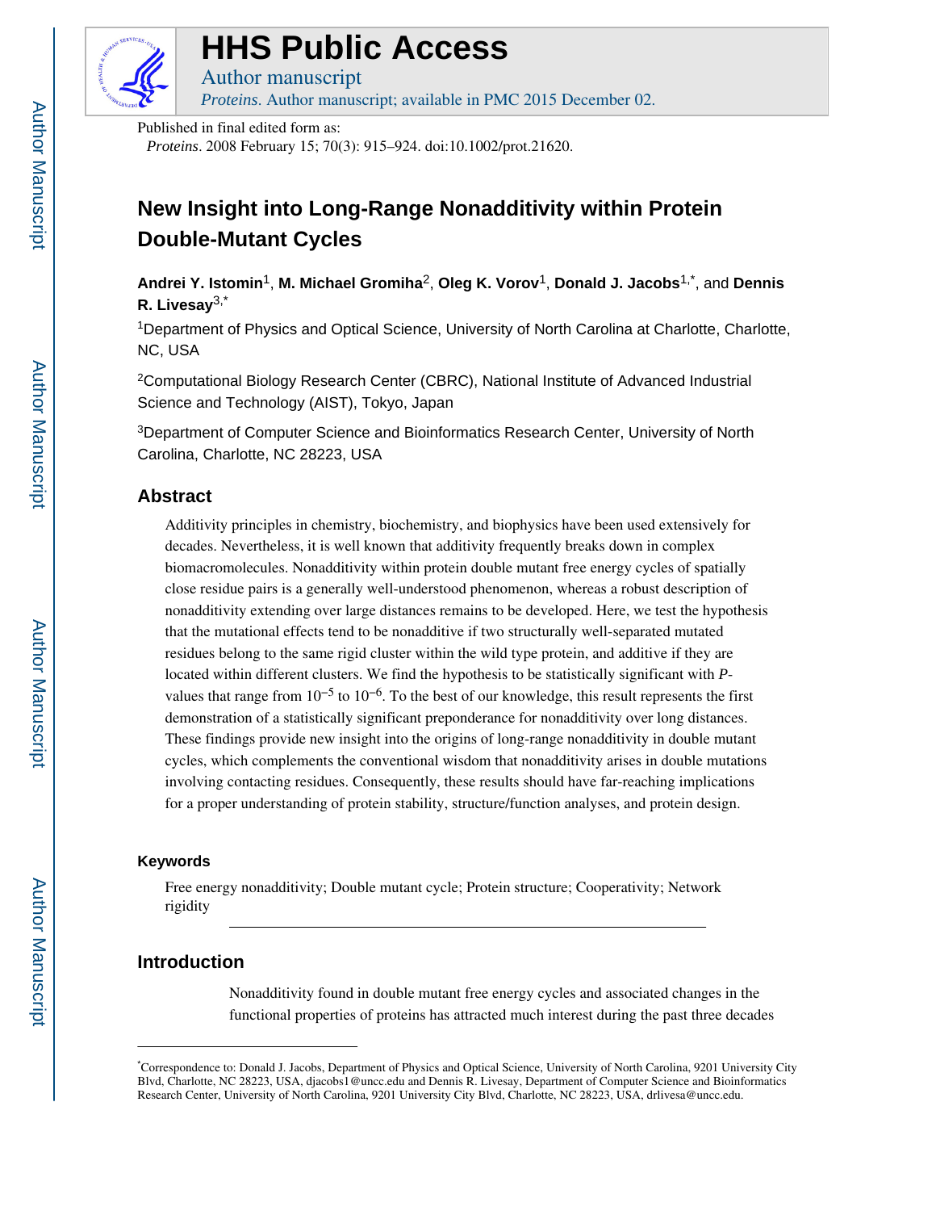# HHS Public Access

Author manuscript

*Proteins*. Author manuscript; available in PMC 2015 December 02.

Published in final edited form as:

*Proteins*. 2008 February 15; 70(3): 915–924. doi:10.1002/prot.21620.

# New Insight into Long-Range Nonadditivity within Protein Double-Mutant Cycles

**Andrei Y. Istomin**[1], **M. Michael Gromiha**[2], **Oleg K. Vorov**[1], **Donald J. Jacobs**[1,*], and **Dennis R. Livesay**[3,*]

[1]Department of Physics and Optical Science, University of North Carolina at Charlotte, Charlotte, NC, USA

[2]Computational Biology Research Center (CBRC), National Institute of Advanced Industrial Science and Technology (AIST), Tokyo, Japan

[3]Department of Computer Science and Bioinformatics Research Center, University of North Carolina, Charlotte, NC 28223, USA

## Abstract

Additivity principles in chemistry, biochemistry, and biophysics have been used extensively for decades. Nevertheless, it is well known that additivity frequently breaks down in complex biomacromolecules. Nonadditivity within protein double mutant free energy cycles of spatially close residue pairs is a generally well-understood phenomenon, whereas a robust description of nonadditivity extending over large distances remains to be developed. Here, we test the hypothesis that the mutational effects tend to be nonadditive if two structurally well-separated mutated residues belong to the same rigid cluster within the wild type protein, and additive if they are located within different clusters. We find the hypothesis to be statistically significant with *P*-values that range from $10^{-5}$ to $10^{-6}$. To the best of our knowledge, this result represents the first demonstration of a statistically significant preponderance for nonadditivity over long distances. These findings provide new insight into the origins of long-range nonadditivity in double mutant cycles, which complements the conventional wisdom that nonadditivity arises in double mutations involving contacting residues. Consequently, these results should have far-reaching implications for a proper understanding of protein stability, structure/function analyses, and protein design.

### Keywords

Free energy nonadditivity; Double mutant cycle; Protein structure; Cooperativity; Network rigidity

## Introduction

Nonadditivity found in double mutant free energy cycles and associated changes in the functional properties of proteins has attracted much interest during the past three decades

---

*Correspondence to: Donald J. Jacobs, Department of Physics and Optical Science, University of North Carolina, 9201 University City Blvd, Charlotte, NC 28223, USA, djacobs1@uncc.edu and Dennis R. Livesay, Department of Computer Science and Bioinformatics Research Center, University of North Carolina, 9201 University City Blvd, Charlotte, NC 28223, USA, drlivesa@uncc.edu.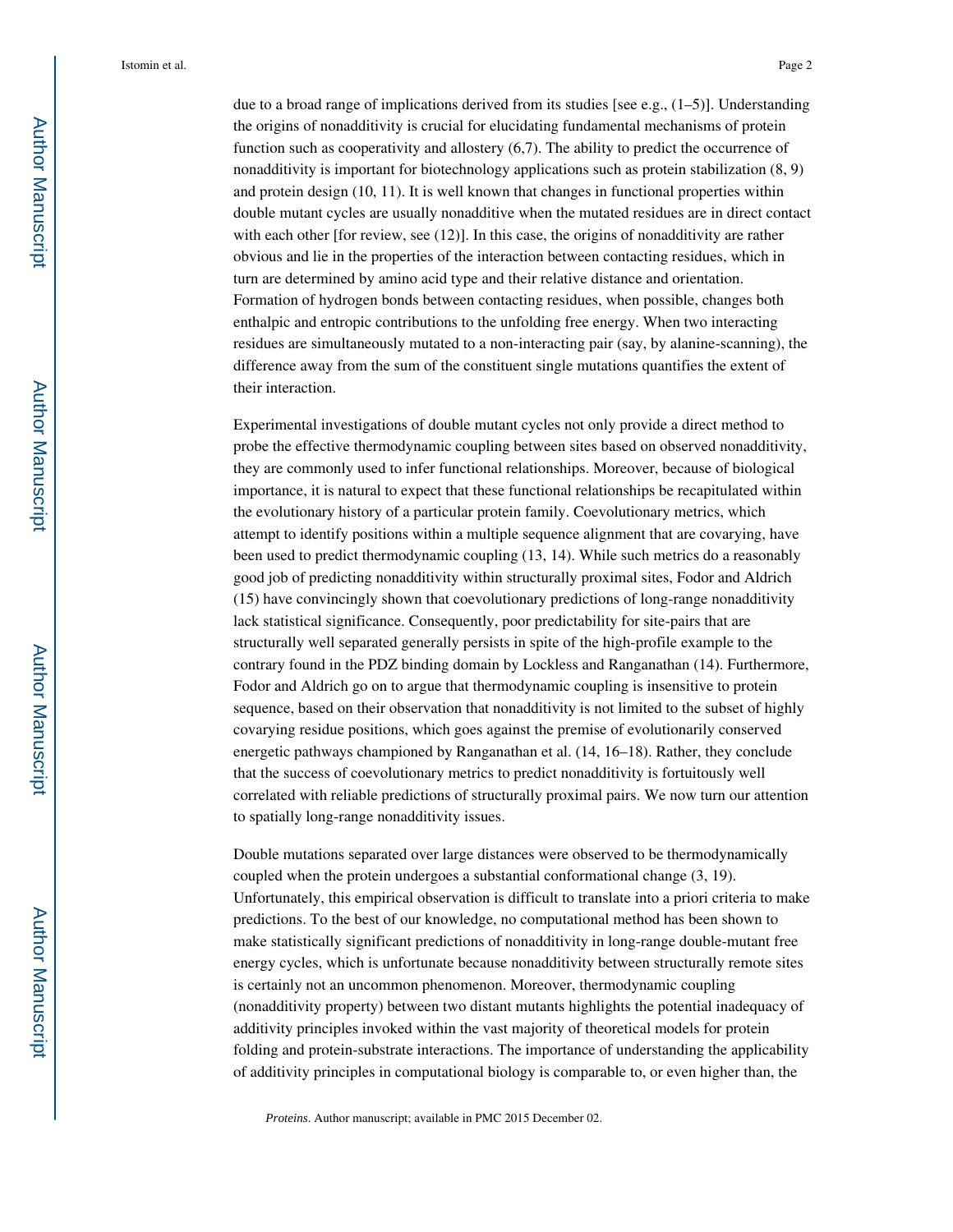due to a broad range of implications derived from its studies [see e.g., (1–5)]. Understanding the origins of nonadditivity is crucial for elucidating fundamental mechanisms of protein function such as cooperativity and allostery (6,7). The ability to predict the occurrence of nonadditivity is important for biotechnology applications such as protein stabilization (8, 9) and protein design (10, 11). It is well known that changes in functional properties within double mutant cycles are usually nonadditive when the mutated residues are in direct contact with each other [for review, see (12)]. In this case, the origins of nonadditivity are rather obvious and lie in the properties of the interaction between contacting residues, which in turn are determined by amino acid type and their relative distance and orientation. Formation of hydrogen bonds between contacting residues, when possible, changes both enthalpic and entropic contributions to the unfolding free energy. When two interacting residues are simultaneously mutated to a non-interacting pair (say, by alanine-scanning), the difference away from the sum of the constituent single mutations quantifies the extent of their interaction.

Experimental investigations of double mutant cycles not only provide a direct method to probe the effective thermodynamic coupling between sites based on observed nonadditivity, they are commonly used to infer functional relationships. Moreover, because of biological importance, it is natural to expect that these functional relationships be recapitulated within the evolutionary history of a particular protein family. Coevolutionary metrics, which attempt to identify positions within a multiple sequence alignment that are covarying, have been used to predict thermodynamic coupling (13, 14). While such metrics do a reasonably good job of predicting nonadditivity within structurally proximal sites, Fodor and Aldrich (15) have convincingly shown that coevolutionary predictions of long-range nonadditivity lack statistical significance. Consequently, poor predictability for site-pairs that are structurally well separated generally persists in spite of the high-profile example to the contrary found in the PDZ binding domain by Lockless and Ranganathan (14). Furthermore, Fodor and Aldrich go on to argue that thermodynamic coupling is insensitive to protein sequence, based on their observation that nonadditivity is not limited to the subset of highly covarying residue positions, which goes against the premise of evolutionarily conserved energetic pathways championed by Ranganathan et al. (14, 16–18). Rather, they conclude that the success of coevolutionary metrics to predict nonadditivity is fortuitously well correlated with reliable predictions of structurally proximal pairs. We now turn our attention to spatially long-range nonadditivity issues.

Double mutations separated over large distances were observed to be thermodynamically coupled when the protein undergoes a substantial conformational change (3, 19). Unfortunately, this empirical observation is difficult to translate into a priori criteria to make predictions. To the best of our knowledge, no computational method has been shown to make statistically significant predictions of nonadditivity in long-range double-mutant free energy cycles, which is unfortunate because nonadditivity between structurally remote sites is certainly not an uncommon phenomenon. Moreover, thermodynamic coupling (nonadditivity property) between two distant mutants highlights the potential inadequacy of additivity principles invoked within the vast majority of theoretical models for protein folding and protein-substrate interactions. The importance of understanding the applicability of additivity principles in computational biology is comparable to, or even higher than, the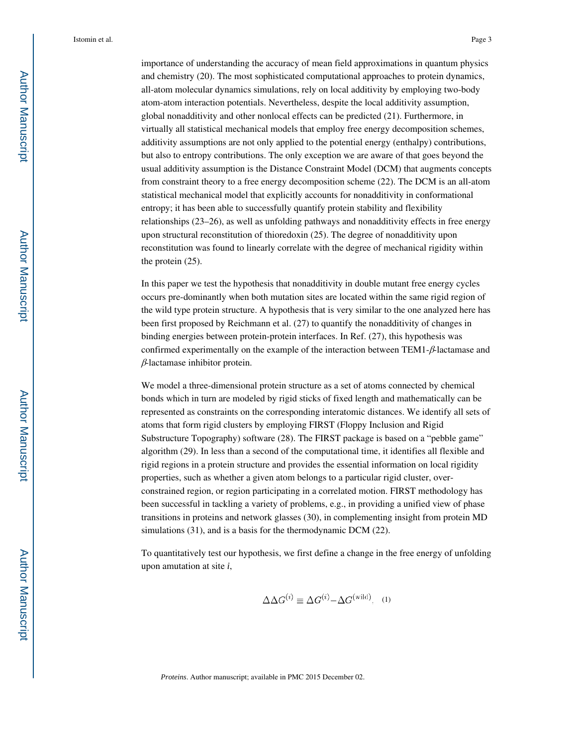importance of understanding the accuracy of mean field approximations in quantum physics and chemistry (20). The most sophisticated computational approaches to protein dynamics, all-atom molecular dynamics simulations, rely on local additivity by employing two-body atom-atom interaction potentials. Nevertheless, despite the local additivity assumption, global nonadditivity and other nonlocal effects can be predicted (21). Furthermore, in virtually all statistical mechanical models that employ free energy decomposition schemes, additivity assumptions are not only applied to the potential energy (enthalpy) contributions, but also to entropy contributions. The only exception we are aware of that goes beyond the usual additivity assumption is the Distance Constraint Model (DCM) that augments concepts from constraint theory to a free energy decomposition scheme (22). The DCM is an all-atom statistical mechanical model that explicitly accounts for nonadditivity in conformational entropy; it has been able to successfully quantify protein stability and flexibility relationships (23–26), as well as unfolding pathways and nonadditivity effects in free energy upon structural reconstitution of thioredoxin (25). The degree of nonadditivity upon reconstitution was found to linearly correlate with the degree of mechanical rigidity within the protein (25).

In this paper we test the hypothesis that nonadditivity in double mutant free energy cycles occurs pre-dominantly when both mutation sites are located within the same rigid region of the wild type protein structure. A hypothesis that is very similar to the one analyzed here has been first proposed by Reichmann et al. (27) to quantify the nonadditivity of changes in binding energies between protein-protein interfaces. In Ref. (27), this hypothesis was confirmed experimentally on the example of the interaction between TEM1-*β*-lactamase and *β*-lactamase inhibitor protein.

We model a three-dimensional protein structure as a set of atoms connected by chemical bonds which in turn are modeled by rigid sticks of fixed length and mathematically can be represented as constraints on the corresponding interatomic distances. We identify all sets of atoms that form rigid clusters by employing FIRST (Floppy Inclusion and Rigid Substructure Topography) software (28). The FIRST package is based on a "pebble game" algorithm (29). In less than a second of the computational time, it identifies all flexible and rigid regions in a protein structure and provides the essential information on local rigidity properties, such as whether a given atom belongs to a particular rigid cluster, over-constrained region, or region participating in a correlated motion. FIRST methodology has been successful in tackling a variety of problems, e.g., in providing a unified view of phase transitions in proteins and network glasses (30), in complementing insight from protein MD simulations (31), and is a basis for the thermodynamic DCM (22).

To quantitatively test our hypothesis, we first define a change in the free energy of unfolding upon amutation at site *i*,

$$\Delta\Delta G^{(i)} \equiv \Delta G^{(i)} - \Delta G^{(\mathrm{wild})}. \quad (1)$$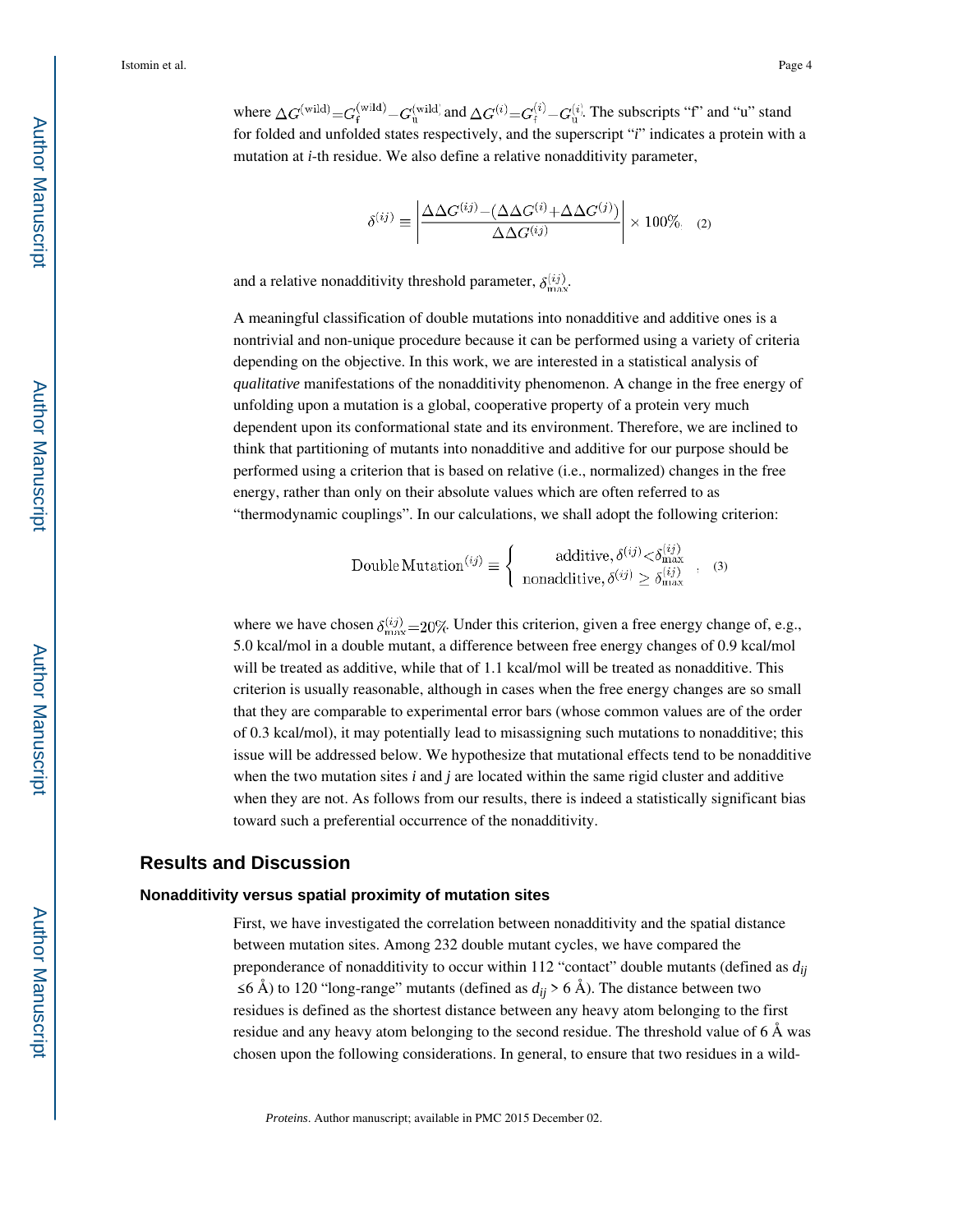where $\Delta G^{(\mathrm{wild})}=G_{\mathrm{f}}^{(\mathrm{wild})}-G_{\mathrm{u}}^{(\mathrm{wild})}$ and $\Delta G^{(i)}=G_{\mathrm{f}}^{(i)}-G_{\mathrm{u}}^{(i)}$. The subscripts "f" and "u" stand for folded and unfolded states respectively, and the superscript "*i*" indicates a protein with a mutation at *i*-th residue. We also define a relative nonadditivity parameter,

$$\delta^{(ij)} \equiv \left| \frac{\Delta\Delta G^{(ij)}-(\Delta\Delta G^{(i)}+\Delta\Delta G^{(j)})}{\Delta\Delta G^{(ij)}} \right| \times 100\%, \quad (2)$$

and a relative nonadditivity threshold parameter, $\delta_{\max}^{(ij)}$.

A meaningful classification of double mutations into nonadditive and additive ones is a nontrivial and non-unique procedure because it can be performed using a variety of criteria depending on the objective. In this work, we are interested in a statistical analysis of *qualitative* manifestations of the nonadditivity phenomenon. A change in the free energy of unfolding upon a mutation is a global, cooperative property of a protein very much dependent upon its conformational state and its environment. Therefore, we are inclined to think that partitioning of mutants into nonadditive and additive for our purpose should be performed using a criterion that is based on relative (i.e., normalized) changes in the free energy, rather than only on their absolute values which are often referred to as "thermodynamic couplings". In our calculations, we shall adopt the following criterion:

$$\mathrm{Double\,Mutation}^{(ij)} \equiv \begin{cases} \mathrm{additive}, \delta^{(ij)}<\delta_{\max}^{(ij)} \\ \mathrm{nonadditive}, \delta^{(ij)} \geq \delta_{\max}^{(ij)} \end{cases}, \quad (3)$$

where we have chosen $\delta_{\max}^{(ij)}=20\%$. Under this criterion, given a free energy change of, e.g., 5.0 kcal/mol in a double mutant, a difference between free energy changes of 0.9 kcal/mol will be treated as additive, while that of 1.1 kcal/mol will be treated as nonadditive. This criterion is usually reasonable, although in cases when the free energy changes are so small that they are comparable to experimental error bars (whose common values are of the order of 0.3 kcal/mol), it may potentially lead to misassigning such mutations to nonadditive; this issue will be addressed below. We hypothesize that mutational effects tend to be nonadditive when the two mutation sites *i* and *j* are located within the same rigid cluster and additive when they are not. As follows from our results, there is indeed a statistically significant bias toward such a preferential occurrence of the nonadditivity.

## Results and Discussion

### Nonadditivity versus spatial proximity of mutation sites

First, we have investigated the correlation between nonadditivity and the spatial distance between mutation sites. Among 232 double mutant cycles, we have compared the preponderance of nonadditivity to occur within 112 "contact" double mutants (defined as $d_{ij} \leq 6$ Å) to 120 "long-range" mutants (defined as $d_{ij} > 6$ Å). The distance between two residues is defined as the shortest distance between any heavy atom belonging to the first residue and any heavy atom belonging to the second residue. The threshold value of 6 Å was chosen upon the following considerations. In general, to ensure that two residues in a wild-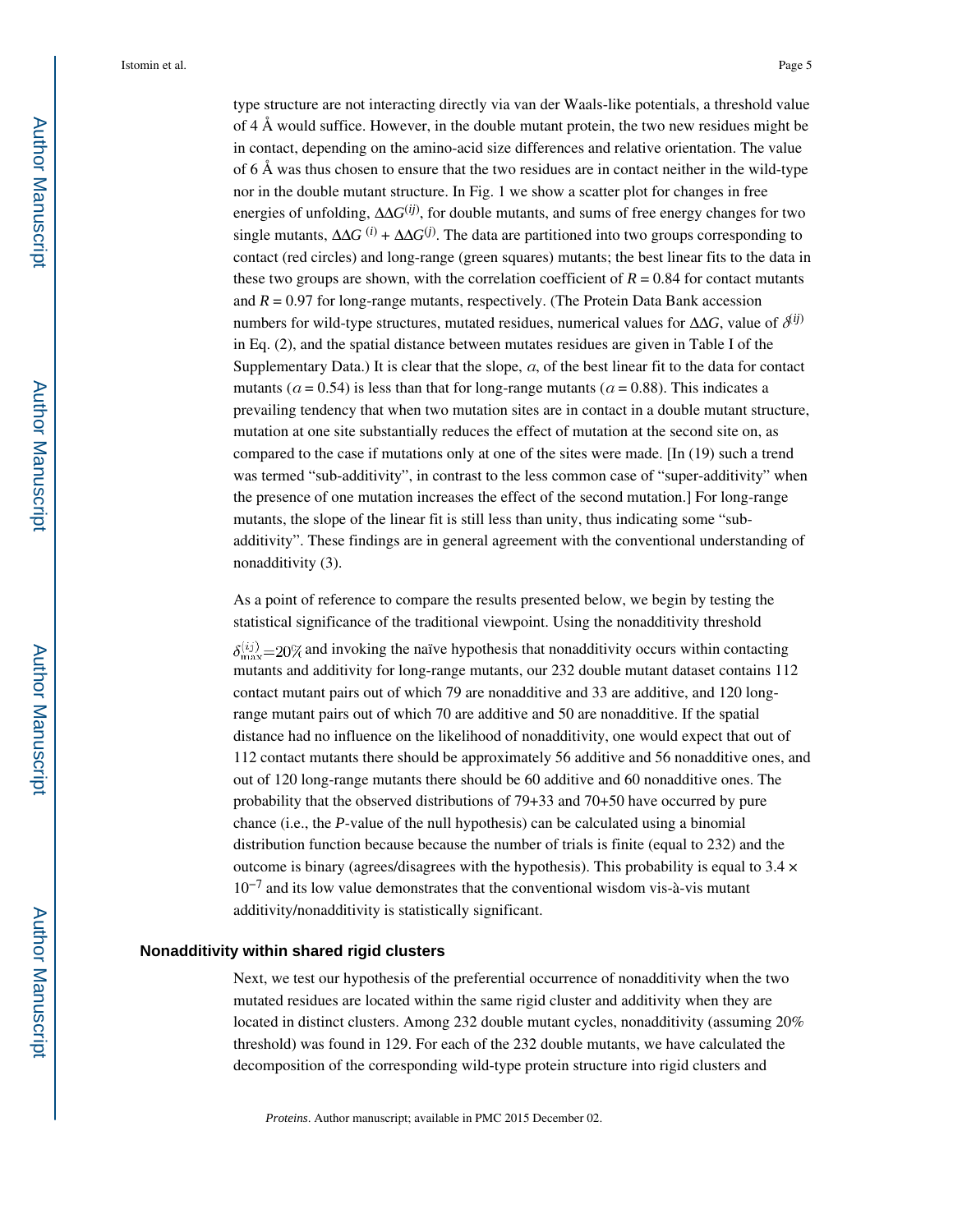type structure are not interacting directly via van der Waals-like potentials, a threshold value of 4 Å would suffice. However, in the double mutant protein, the two new residues might be in contact, depending on the amino-acid size differences and relative orientation. The value of 6 Å was thus chosen to ensure that the two residues are in contact neither in the wild-type nor in the double mutant structure. In Fig. 1 we show a scatter plot for changes in free energies of unfolding, $\Delta\Delta G^{(ij)}$, for double mutants, and sums of free energy changes for two single mutants, $\Delta\Delta G^{(i)} + \Delta\Delta G^{(j)}$. The data are partitioned into two groups corresponding to contact (red circles) and long-range (green squares) mutants; the best linear fits to the data in these two groups are shown, with the correlation coefficient of $R = 0.84$ for contact mutants and $R = 0.97$ for long-range mutants, respectively. (The Protein Data Bank accession numbers for wild-type structures, mutated residues, numerical values for $\Delta\Delta G$, value of $\delta^{(ij)}$ in Eq. (2), and the spatial distance between mutates residues are given in Table I of the Supplementary Data.) It is clear that the slope, $\alpha$, of the best linear fit to the data for contact mutants ($\alpha = 0.54$) is less than that for long-range mutants ($\alpha = 0.88$). This indicates a prevailing tendency that when two mutation sites are in contact in a double mutant structure, mutation at one site substantially reduces the effect of mutation at the second site on, as compared to the case if mutations only at one of the sites were made. [In (19) such a trend was termed "sub-additivity", in contrast to the less common case of "super-additivity" when the presence of one mutation increases the effect of the second mutation.] For long-range mutants, the slope of the linear fit is still less than unity, thus indicating some "sub-additivity". These findings are in general agreement with the conventional understanding of nonadditivity (3).

As a point of reference to compare the results presented below, we begin by testing the statistical significance of the traditional viewpoint. Using the nonadditivity threshold $\delta_{\max}^{(ij)} = 20\%$ and invoking the naïve hypothesis that nonadditivity occurs within contacting mutants and additivity for long-range mutants, our 232 double mutant dataset contains 112 contact mutant pairs out of which 79 are nonadditive and 33 are additive, and 120 long-range mutant pairs out of which 70 are additive and 50 are nonadditive. If the spatial distance had no influence on the likelihood of nonadditivity, one would expect that out of 112 contact mutants there should be approximately 56 additive and 56 nonadditive ones, and out of 120 long-range mutants there should be 60 additive and 60 nonadditive ones. The probability that the observed distributions of 79+33 and 70+50 have occurred by pure chance (i.e., the *P*-value of the null hypothesis) can be calculated using a binomial distribution function because because the number of trials is finite (equal to 232) and the outcome is binary (agrees/disagrees with the hypothesis). This probability is equal to $3.4 \times 10^{-7}$ and its low value demonstrates that the conventional wisdom vis-à-vis mutant additivity/nonadditivity is statistically significant.

## Nonadditivity within shared rigid clusters

Next, we test our hypothesis of the preferential occurrence of nonadditivity when the two mutated residues are located within the same rigid cluster and additivity when they are located in distinct clusters. Among 232 double mutant cycles, nonadditivity (assuming 20% threshold) was found in 129. For each of the 232 double mutants, we have calculated the decomposition of the corresponding wild-type protein structure into rigid clusters and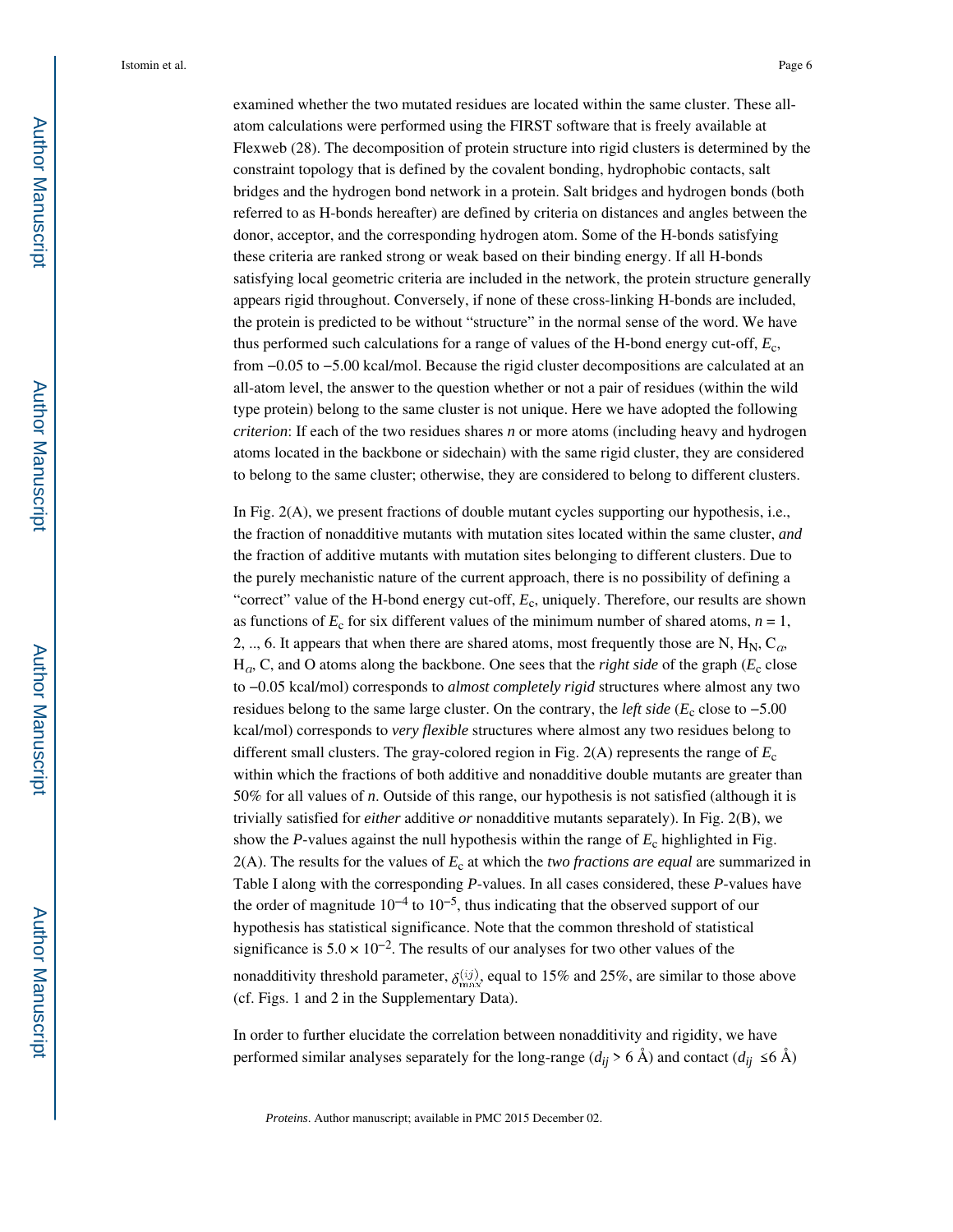examined whether the two mutated residues are located within the same cluster. These all-atom calculations were performed using the FIRST software that is freely available at Flexweb (28). The decomposition of protein structure into rigid clusters is determined by the constraint topology that is defined by the covalent bonding, hydrophobic contacts, salt bridges and the hydrogen bond network in a protein. Salt bridges and hydrogen bonds (both referred to as H-bonds hereafter) are defined by criteria on distances and angles between the donor, acceptor, and the corresponding hydrogen atom. Some of the H-bonds satisfying these criteria are ranked strong or weak based on their binding energy. If all H-bonds satisfying local geometric criteria are included in the network, the protein structure generally appears rigid throughout. Conversely, if none of these cross-linking H-bonds are included, the protein is predicted to be without "structure" in the normal sense of the word. We have thus performed such calculations for a range of values of the H-bond energy cut-off, $E_c$, from −0.05 to −5.00 kcal/mol. Because the rigid cluster decompositions are calculated at an all-atom level, the answer to the question whether or not a pair of residues (within the wild type protein) belong to the same cluster is not unique. Here we have adopted the following *criterion*: If each of the two residues shares $n$ or more atoms (including heavy and hydrogen atoms located in the backbone or sidechain) with the same rigid cluster, they are considered to belong to the same cluster; otherwise, they are considered to belong to different clusters.

In Fig. 2(A), we present fractions of double mutant cycles supporting our hypothesis, i.e., the fraction of nonadditive mutants with mutation sites located within the same cluster, *and* the fraction of additive mutants with mutation sites belonging to different clusters. Due to the purely mechanistic nature of the current approach, there is no possibility of defining a "correct" value of the H-bond energy cut-off, $E_c$, uniquely. Therefore, our results are shown as functions of $E_c$ for six different values of the minimum number of shared atoms, $n$ = 1, 2, .., 6. It appears that when there are shared atoms, most frequently those are N, $H_N$, $C_\alpha$, $H_\alpha$, C, and O atoms along the backbone. One sees that the *right side* of the graph ($E_c$ close to −0.05 kcal/mol) corresponds to *almost completely rigid* structures where almost any two residues belong to the same large cluster. On the contrary, the *left side* ($E_c$ close to −5.00 kcal/mol) corresponds to *very flexible* structures where almost any two residues belong to different small clusters. The gray-colored region in Fig. 2(A) represents the range of $E_c$ within which the fractions of both additive and nonadditive double mutants are greater than 50% for all values of $n$. Outside of this range, our hypothesis is not satisfied (although it is trivially satisfied for *either* additive *or* nonadditive mutants separately). In Fig. 2(B), we show the $P$-values against the null hypothesis within the range of $E_c$ highlighted in Fig. 2(A). The results for the values of $E_c$ at which the *two fractions are equal* are summarized in Table I along with the corresponding $P$-values. In all cases considered, these $P$-values have the order of magnitude $10^{-4}$ to $10^{-5}$, thus indicating that the observed support of our hypothesis has statistical significance. Note that the common threshold of statistical significance is $5.0 \times 10^{-2}$. The results of our analyses for two other values of the nonadditivity threshold parameter, $\delta_{\max}^{(ij)}$, equal to 15% and 25%, are similar to those above (cf. Figs. 1 and 2 in the Supplementary Data).

In order to further elucidate the correlation between nonadditivity and rigidity, we have performed similar analyses separately for the long-range ($d_{ij}$ > 6 Å) and contact ($d_{ij}$ ≤6 Å)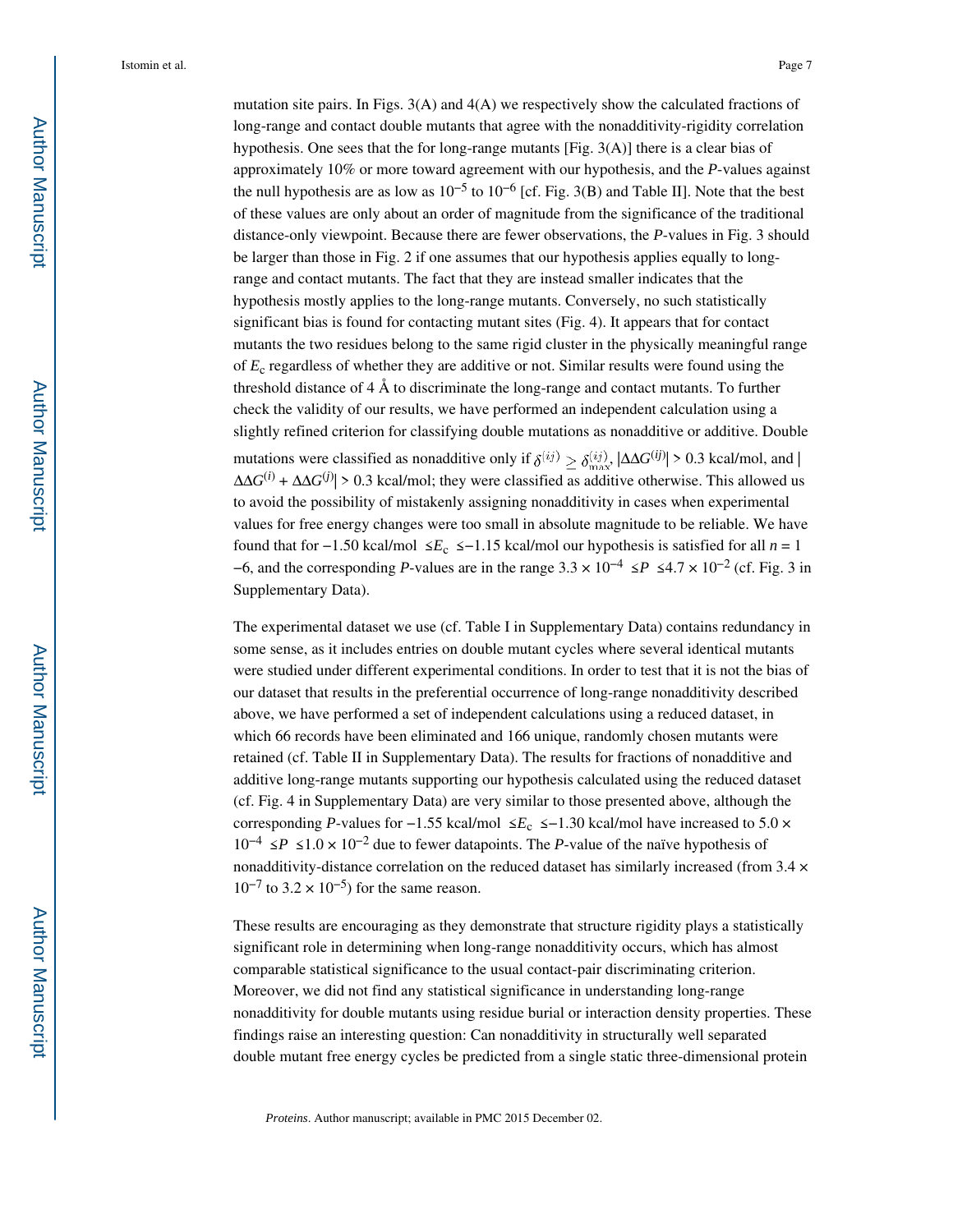mutation site pairs. In Figs. 3(A) and 4(A) we respectively show the calculated fractions of long-range and contact double mutants that agree with the nonadditivity-rigidity correlation hypothesis. One sees that the for long-range mutants [Fig. 3(A)] there is a clear bias of approximately 10% or more toward agreement with our hypothesis, and the *P*-values against the null hypothesis are as low as $10^{-5}$ to $10^{-6}$ [cf. Fig. 3(B) and Table II]. Note that the best of these values are only about an order of magnitude from the significance of the traditional distance-only viewpoint. Because there are fewer observations, the *P*-values in Fig. 3 should be larger than those in Fig. 2 if one assumes that our hypothesis applies equally to long-range and contact mutants. The fact that they are instead smaller indicates that the hypothesis mostly applies to the long-range mutants. Conversely, no such statistically significant bias is found for contacting mutant sites (Fig. 4). It appears that for contact mutants the two residues belong to the same rigid cluster in the physically meaningful range of $E_c$ regardless of whether they are additive or not. Similar results were found using the threshold distance of 4 Å to discriminate the long-range and contact mutants. To further check the validity of our results, we have performed an independent calculation using a slightly refined criterion for classifying double mutations as nonadditive or additive. Double mutations were classified as nonadditive only if $\delta^{(ij)} \geq \delta^{(ij)}_{\max}$, $|\Delta\Delta G^{(ij)}| > 0.3$ kcal/mol, and $|\Delta\Delta G^{(i)} + \Delta\Delta G^{(j)}| > 0.3$ kcal/mol; they were classified as additive otherwise. This allowed us to avoid the possibility of mistakenly assigning nonadditivity in cases when experimental values for free energy changes were too small in absolute magnitude to be reliable. We have found that for $-1.50$ kcal/mol $\leq E_c \leq -1.15$ kcal/mol our hypothesis is satisfied for all $n = 1-6$, and the corresponding *P*-values are in the range $3.3 \times 10^{-4} \leq P \leq 4.7 \times 10^{-2}$ (cf. Fig. 3 in Supplementary Data).

The experimental dataset we use (cf. Table I in Supplementary Data) contains redundancy in some sense, as it includes entries on double mutant cycles where several identical mutants were studied under different experimental conditions. In order to test that it is not the bias of our dataset that results in the preferential occurrence of long-range nonadditivity described above, we have performed a set of independent calculations using a reduced dataset, in which 66 records have been eliminated and 166 unique, randomly chosen mutants were retained (cf. Table II in Supplementary Data). The results for fractions of nonadditive and additive long-range mutants supporting our hypothesis calculated using the reduced dataset (cf. Fig. 4 in Supplementary Data) are very similar to those presented above, although the corresponding *P*-values for $-1.55$ kcal/mol $\leq E_c \leq -1.30$ kcal/mol have increased to $5.0 \times 10^{-4} \leq P \leq 1.0 \times 10^{-2}$ due to fewer datapoints. The *P*-value of the naïve hypothesis of nonadditivity-distance correlation on the reduced dataset has similarly increased (from $3.4 \times 10^{-7}$ to $3.2 \times 10^{-5}$) for the same reason.

These results are encouraging as they demonstrate that structure rigidity plays a statistically significant role in determining when long-range nonadditivity occurs, which has almost comparable statistical significance to the usual contact-pair discriminating criterion. Moreover, we did not find any statistical significance in understanding long-range nonadditivity for double mutants using residue burial or interaction density properties. These findings raise an interesting question: Can nonadditivity in structurally well separated double mutant free energy cycles be predicted from a single static three-dimensional protein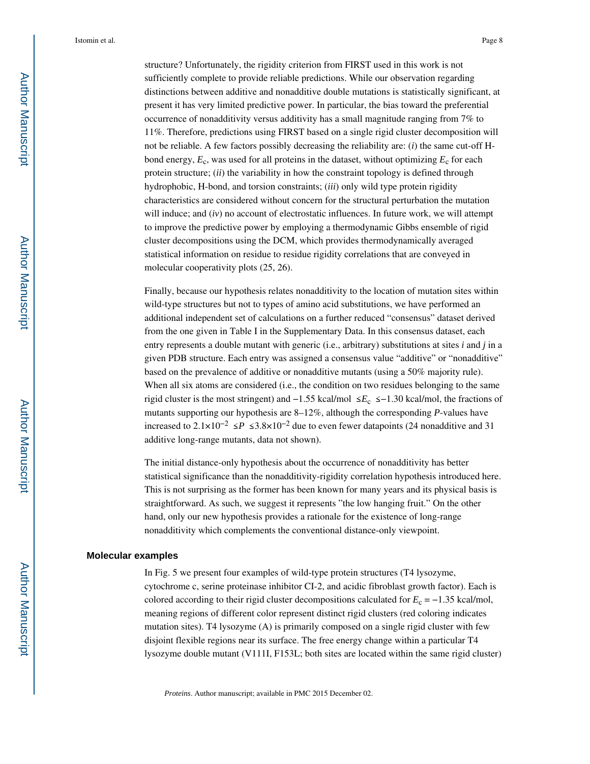structure? Unfortunately, the rigidity criterion from FIRST used in this work is not sufficiently complete to provide reliable predictions. While our observation regarding distinctions between additive and nonadditive double mutations is statistically significant, at present it has very limited predictive power. In particular, the bias toward the preferential occurrence of nonadditivity versus additivity has a small magnitude ranging from 7% to 11%. Therefore, predictions using FIRST based on a single rigid cluster decomposition will not be reliable. A few factors possibly decreasing the reliability are: (*i*) the same cut-off H-bond energy, $E_c$, was used for all proteins in the dataset, without optimizing $E_c$ for each protein structure; (*ii*) the variability in how the constraint topology is defined through hydrophobic, H-bond, and torsion constraints; (*iii*) only wild type protein rigidity characteristics are considered without concern for the structural perturbation the mutation will induce; and (*iv*) no account of electrostatic influences. In future work, we will attempt to improve the predictive power by employing a thermodynamic Gibbs ensemble of rigid cluster decompositions using the DCM, which provides thermodynamically averaged statistical information on residue to residue rigidity correlations that are conveyed in molecular cooperativity plots (25, 26).

Finally, because our hypothesis relates nonadditivity to the location of mutation sites within wild-type structures but not to types of amino acid substitutions, we have performed an additional independent set of calculations on a further reduced "consensus" dataset derived from the one given in Table I in the Supplementary Data. In this consensus dataset, each entry represents a double mutant with generic (i.e., arbitrary) substitutions at sites *i* and *j* in a given PDB structure. Each entry was assigned a consensus value "additive" or "nonadditive" based on the prevalence of additive or nonadditive mutants (using a 50% majority rule). When all six atoms are considered (i.e., the condition on two residues belonging to the same rigid cluster is the most stringent) and $-1.55$ kcal/mol $\leq E_c \leq -1.30$ kcal/mol, the fractions of mutants supporting our hypothesis are 8–12%, although the corresponding *P*-values have increased to $2.1\times10^{-2} \leq P \leq 3.8\times10^{-2}$ due to even fewer datapoints (24 nonadditive and 31 additive long-range mutants, data not shown).

The initial distance-only hypothesis about the occurrence of nonadditivity has better statistical significance than the nonadditivity-rigidity correlation hypothesis introduced here. This is not surprising as the former has been known for many years and its physical basis is straightforward. As such, we suggest it represents "the low hanging fruit." On the other hand, only our new hypothesis provides a rationale for the existence of long-range nonadditivity which complements the conventional distance-only viewpoint.

### Molecular examples

In Fig. 5 we present four examples of wild-type protein structures (T4 lysozyme, cytochrome c, serine proteinase inhibitor CI-2, and acidic fibroblast growth factor). Each is colored according to their rigid cluster decompositions calculated for $E_c = -1.35$ kcal/mol, meaning regions of different color represent distinct rigid clusters (red coloring indicates mutation sites). T4 lysozyme (A) is primarily composed on a single rigid cluster with few disjoint flexible regions near its surface. The free energy change within a particular T4 lysozyme double mutant (V111I, F153L; both sites are located within the same rigid cluster)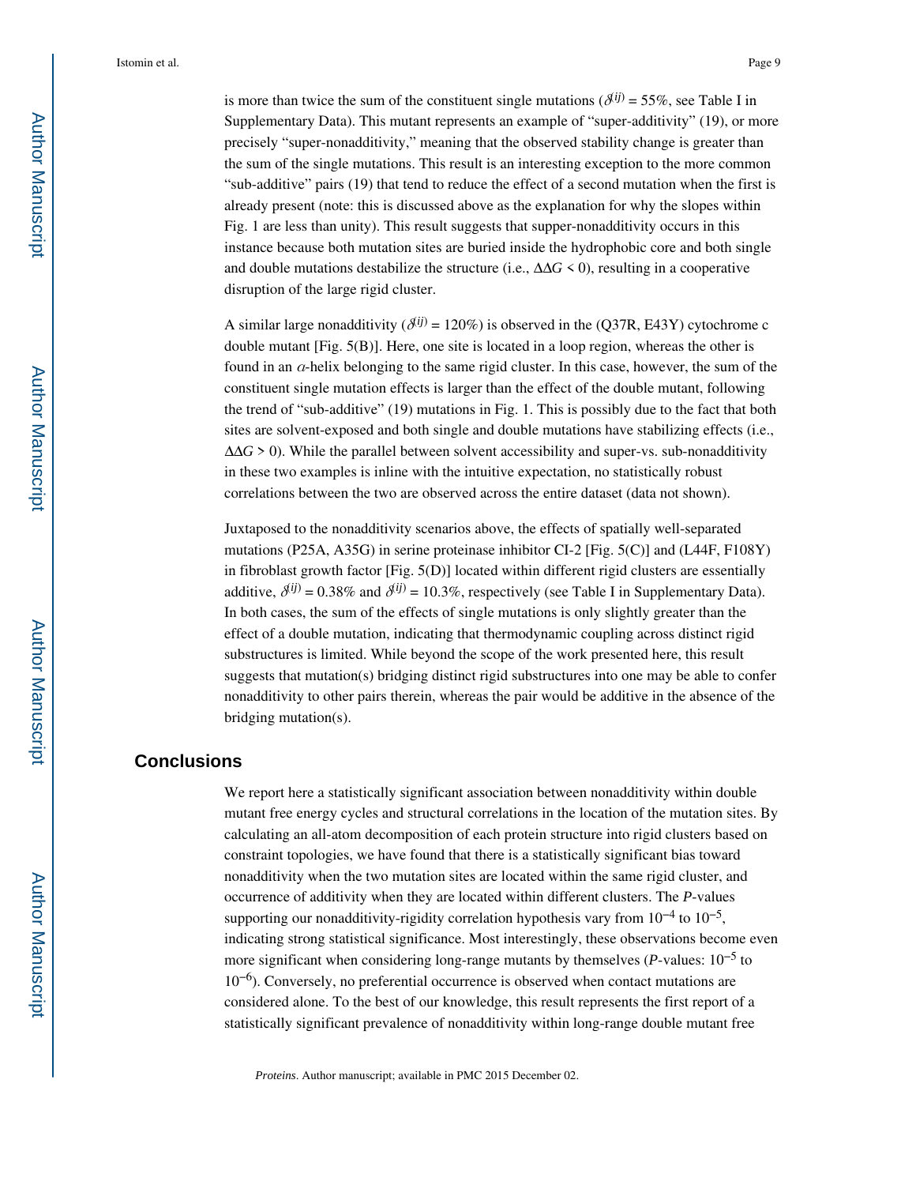is more than twice the sum of the constituent single mutations ($\delta^{(ij)}$ = 55%, see Table I in Supplementary Data). This mutant represents an example of "super-additivity" (19), or more precisely "super-nonadditivity," meaning that the observed stability change is greater than the sum of the single mutations. This result is an interesting exception to the more common "sub-additive" pairs (19) that tend to reduce the effect of a second mutation when the first is already present (note: this is discussed above as the explanation for why the slopes within Fig. 1 are less than unity). This result suggests that supper-nonadditivity occurs in this instance because both mutation sites are buried inside the hydrophobic core and both single and double mutations destabilize the structure (i.e., $\Delta\Delta G < 0$), resulting in a cooperative disruption of the large rigid cluster.

A similar large nonadditivity ($\delta^{(ij)}$ = 120%) is observed in the (Q37R, E43Y) cytochrome c double mutant [Fig. 5(B)]. Here, one site is located in a loop region, whereas the other is found in an $\alpha$-helix belonging to the same rigid cluster. In this case, however, the sum of the constituent single mutation effects is larger than the effect of the double mutant, following the trend of "sub-additive" (19) mutations in Fig. 1. This is possibly due to the fact that both sites are solvent-exposed and both single and double mutations have stabilizing effects (i.e., $\Delta\Delta G > 0$). While the parallel between solvent accessibility and super-vs. sub-nonadditivity in these two examples is inline with the intuitive expectation, no statistically robust correlations between the two are observed across the entire dataset (data not shown).

Juxtaposed to the nonadditivity scenarios above, the effects of spatially well-separated mutations (P25A, A35G) in serine proteinase inhibitor CI-2 [Fig. 5(C)] and (L44F, F108Y) in fibroblast growth factor [Fig. 5(D)] located within different rigid clusters are essentially additive, $\delta^{(ij)}$ = 0.38% and $\delta^{(ij)}$ = 10.3%, respectively (see Table I in Supplementary Data). In both cases, the sum of the effects of single mutations is only slightly greater than the effect of a double mutation, indicating that thermodynamic coupling across distinct rigid substructures is limited. While beyond the scope of the work presented here, this result suggests that mutation(s) bridging distinct rigid substructures into one may be able to confer nonadditivity to other pairs therein, whereas the pair would be additive in the absence of the bridging mutation(s).

## Conclusions

We report here a statistically significant association between nonadditivity within double mutant free energy cycles and structural correlations in the location of the mutation sites. By calculating an all-atom decomposition of each protein structure into rigid clusters based on constraint topologies, we have found that there is a statistically significant bias toward nonadditivity when the two mutation sites are located within the same rigid cluster, and occurrence of additivity when they are located within different clusters. The *P*-values supporting our nonadditivity-rigidity correlation hypothesis vary from $10^{-4}$ to $10^{-5}$, indicating strong statistical significance. Most interestingly, these observations become even more significant when considering long-range mutants by themselves (*P*-values: $10^{-5}$ to $10^{-6}$). Conversely, no preferential occurrence is observed when contact mutations are considered alone. To the best of our knowledge, this result represents the first report of a statistically significant prevalence of nonadditivity within long-range double mutant free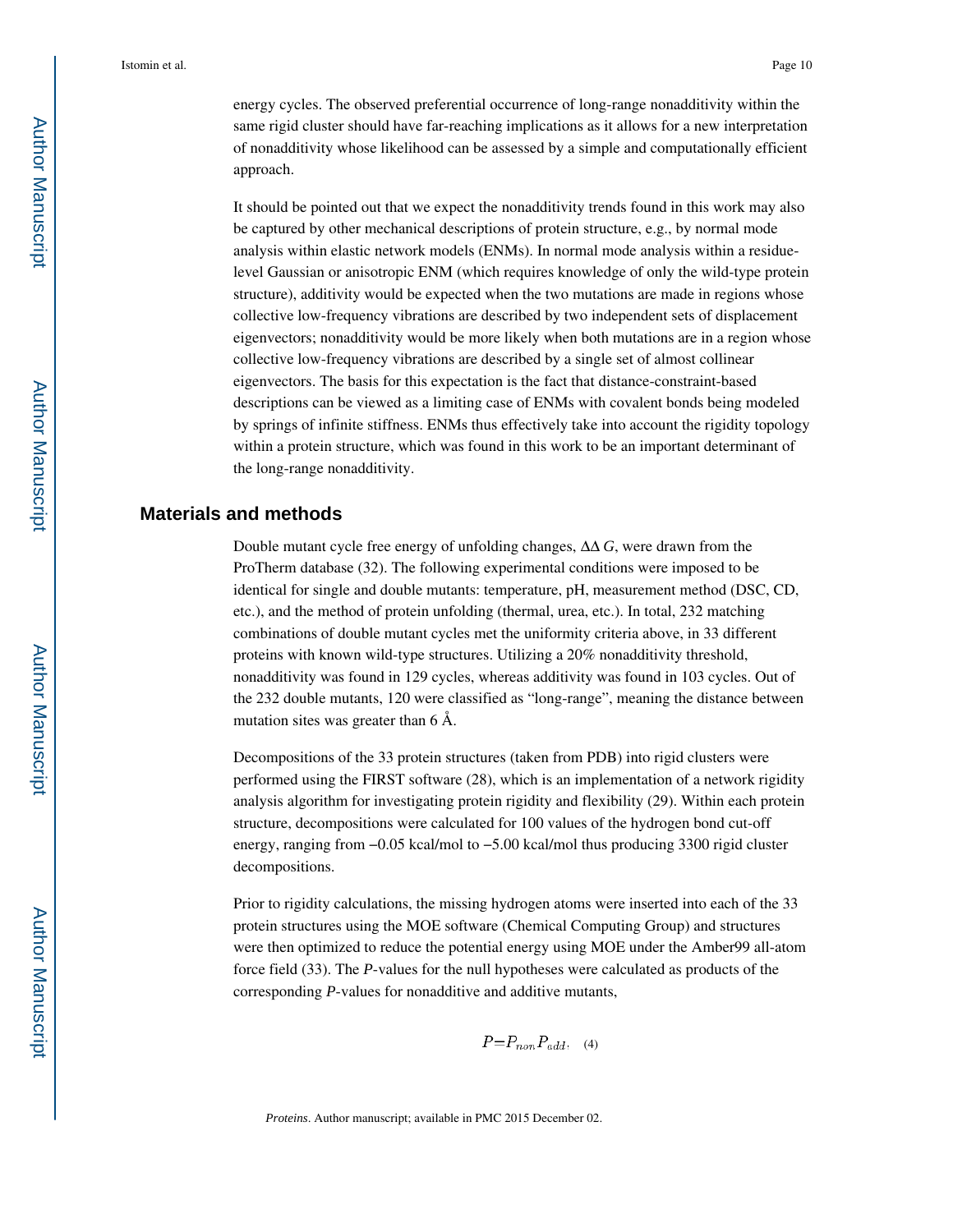energy cycles. The observed preferential occurrence of long-range nonadditivity within the same rigid cluster should have far-reaching implications as it allows for a new interpretation of nonadditivity whose likelihood can be assessed by a simple and computationally efficient approach.

It should be pointed out that we expect the nonadditivity trends found in this work may also be captured by other mechanical descriptions of protein structure, e.g., by normal mode analysis within elastic network models (ENMs). In normal mode analysis within a residue-level Gaussian or anisotropic ENM (which requires knowledge of only the wild-type protein structure), additivity would be expected when the two mutations are made in regions whose collective low-frequency vibrations are described by two independent sets of displacement eigenvectors; nonadditivity would be more likely when both mutations are in a region whose collective low-frequency vibrations are described by a single set of almost collinear eigenvectors. The basis for this expectation is the fact that distance-constraint-based descriptions can be viewed as a limiting case of ENMs with covalent bonds being modeled by springs of infinite stiffness. ENMs thus effectively take into account the rigidity topology within a protein structure, which was found in this work to be an important determinant of the long-range nonadditivity.

## Materials and methods

Double mutant cycle free energy of unfolding changes, $\Delta\Delta G$, were drawn from the ProTherm database (32). The following experimental conditions were imposed to be identical for single and double mutants: temperature, pH, measurement method (DSC, CD, etc.), and the method of protein unfolding (thermal, urea, etc.). In total, 232 matching combinations of double mutant cycles met the uniformity criteria above, in 33 different proteins with known wild-type structures. Utilizing a 20% nonadditivity threshold, nonadditivity was found in 129 cycles, whereas additivity was found in 103 cycles. Out of the 232 double mutants, 120 were classified as "long-range", meaning the distance between mutation sites was greater than 6 Å.

Decompositions of the 33 protein structures (taken from PDB) into rigid clusters were performed using the FIRST software (28), which is an implementation of a network rigidity analysis algorithm for investigating protein rigidity and flexibility (29). Within each protein structure, decompositions were calculated for 100 values of the hydrogen bond cut-off energy, ranging from −0.05 kcal/mol to −5.00 kcal/mol thus producing 3300 rigid cluster decompositions.

Prior to rigidity calculations, the missing hydrogen atoms were inserted into each of the 33 protein structures using the MOE software (Chemical Computing Group) and structures were then optimized to reduce the potential energy using MOE under the Amber99 all-atom force field (33). The *P*-values for the null hypotheses were calculated as products of the corresponding *P*-values for nonadditive and additive mutants,

$$P = P_{non} P_{add}, \quad (4)$$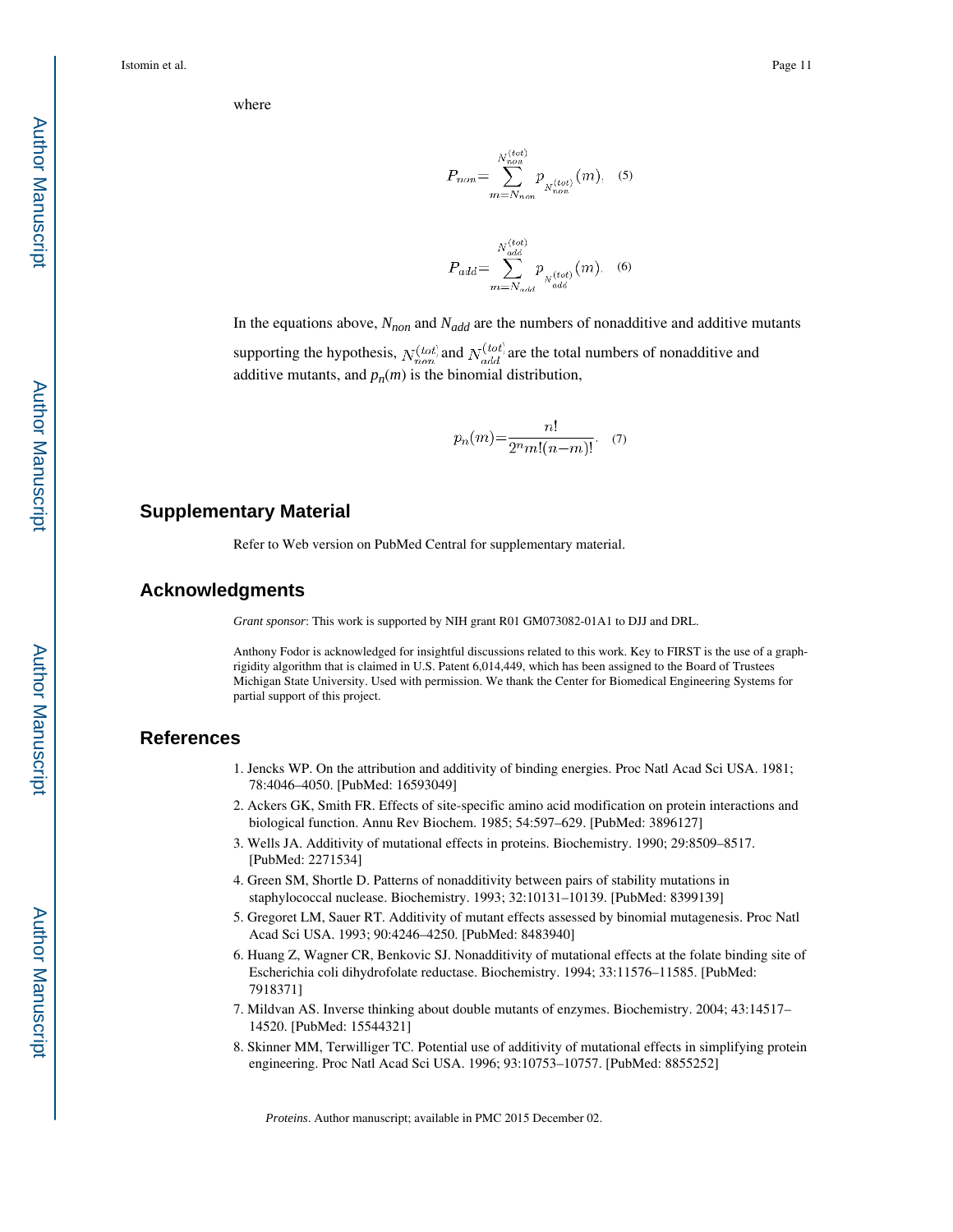where

$$P_{non} = \sum_{m=N_{non}}^{N_{non}^{(tot)}} p_{N_{non}^{(tot)}}(m). \quad (5)$$

$$P_{add} = \sum_{m=N_{add}}^{N_{add}^{(tot)}} p_{N_{add}^{(tot)}}(m). \quad (6)$$

In the equations above, $N_{non}$ and $N_{add}$ are the numbers of nonadditive and additive mutants supporting the hypothesis, $N_{non}^{(tot)}$ and $N_{add}^{(tot)}$ are the total numbers of nonadditive and additive mutants, and $p_n(m)$ is the binomial distribution,

$$p_n(m) = \frac{n!}{2^n m!(n-m)!}. \quad (7)$$

## Supplementary Material

Refer to Web version on PubMed Central for supplementary material.

## Acknowledgments

*Grant sponsor*: This work is supported by NIH grant R01 GM073082-01A1 to DJJ and DRL.

Anthony Fodor is acknowledged for insightful discussions related to this work. Key to FIRST is the use of a graph-rigidity algorithm that is claimed in U.S. Patent 6,014,449, which has been assigned to the Board of Trustees Michigan State University. Used with permission. We thank the Center for Biomedical Engineering Systems for partial support of this project.

## References

1. Jencks WP. On the attribution and additivity of binding energies. Proc Natl Acad Sci USA. 1981; 78:4046–4050. [PubMed: 16593049]
2. Ackers GK, Smith FR. Effects of site-specific amino acid modification on protein interactions and biological function. Annu Rev Biochem. 1985; 54:597–629. [PubMed: 3896127]
3. Wells JA. Additivity of mutational effects in proteins. Biochemistry. 1990; 29:8509–8517. [PubMed: 2271534]
4. Green SM, Shortle D. Patterns of nonadditivity between pairs of stability mutations in staphylococcal nuclease. Biochemistry. 1993; 32:10131–10139. [PubMed: 8399139]
5. Gregoret LM, Sauer RT. Additivity of mutant effects assessed by binomial mutagenesis. Proc Natl Acad Sci USA. 1993; 90:4246–4250. [PubMed: 8483940]
6. Huang Z, Wagner CR, Benkovic SJ. Nonadditivity of mutational effects at the folate binding site of Escherichia coli dihydrofolate reductase. Biochemistry. 1994; 33:11576–11585. [PubMed: 7918371]
7. Mildvan AS. Inverse thinking about double mutants of enzymes. Biochemistry. 2004; 43:14517–14520. [PubMed: 15544321]
8. Skinner MM, Terwilliger TC. Potential use of additivity of mutational effects in simplifying protein engineering. Proc Natl Acad Sci USA. 1996; 93:10753–10757. [PubMed: 8855252]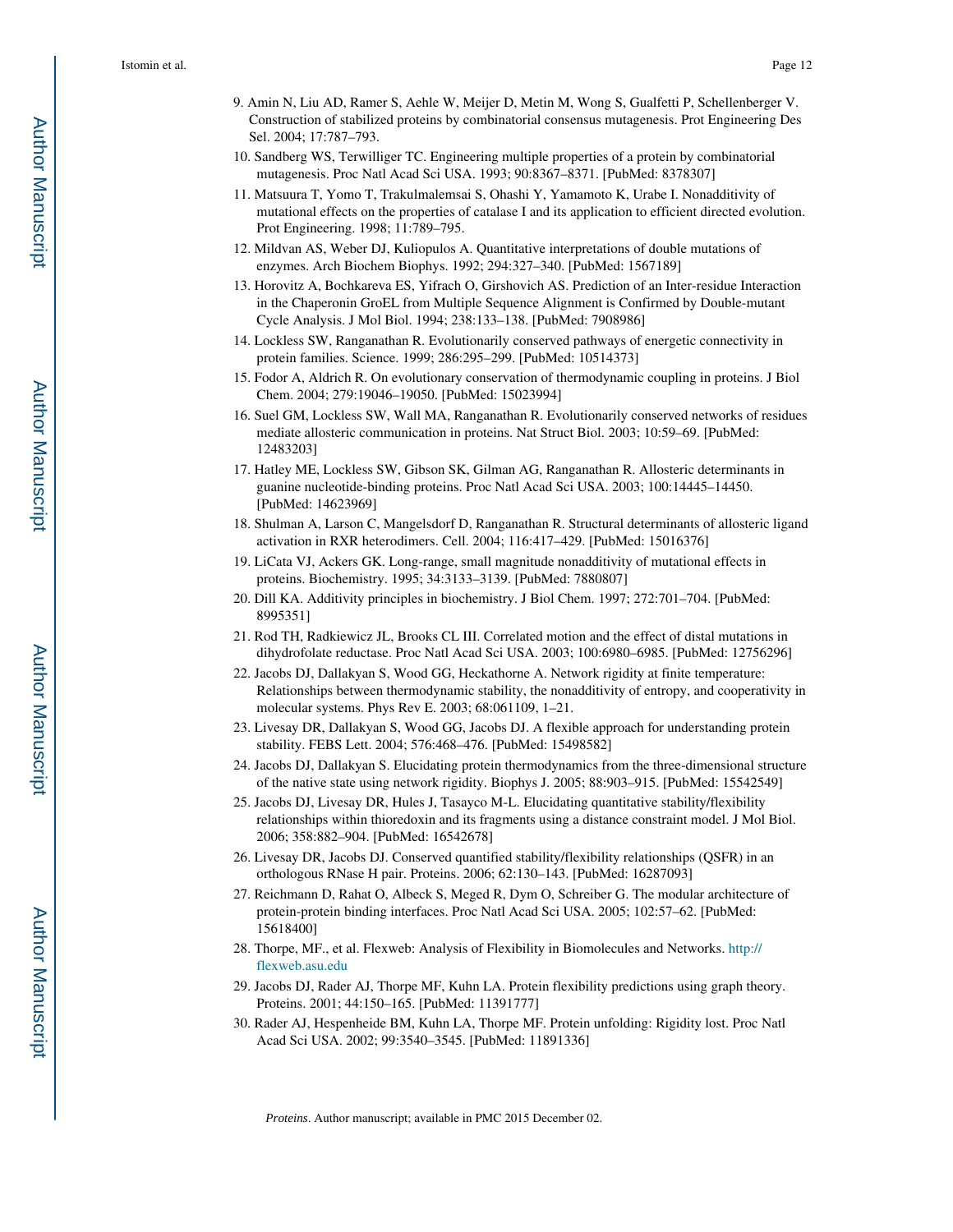9. Amin N, Liu AD, Ramer S, Aehle W, Meijer D, Metin M, Wong S, Gualfetti P, Schellenberger V. Construction of stabilized proteins by combinatorial consensus mutagenesis. Prot Engineering Des Sel. 2004; 17:787–793.
10. Sandberg WS, Terwilliger TC. Engineering multiple properties of a protein by combinatorial mutagenesis. Proc Natl Acad Sci USA. 1993; 90:8367–8371. [PubMed: 8378307]
11. Matsuura T, Yomo T, Trakulmalemsai S, Ohashi Y, Yamamoto K, Urabe I. Nonadditivity of mutational effects on the properties of catalase I and its application to efficient directed evolution. Prot Engineering. 1998; 11:789–795.
12. Mildvan AS, Weber DJ, Kuliopulos A. Quantitative interpretations of double mutations of enzymes. Arch Biochem Biophys. 1992; 294:327–340. [PubMed: 1567189]
13. Horovitz A, Bochkareva ES, Yifrach O, Girshovich AS. Prediction of an Inter-residue Interaction in the Chaperonin GroEL from Multiple Sequence Alignment is Confirmed by Double-mutant Cycle Analysis. J Mol Biol. 1994; 238:133–138. [PubMed: 7908986]
14. Lockless SW, Ranganathan R. Evolutionarily conserved pathways of energetic connectivity in protein families. Science. 1999; 286:295–299. [PubMed: 10514373]
15. Fodor A, Aldrich R. On evolutionary conservation of thermodynamic coupling in proteins. J Biol Chem. 2004; 279:19046–19050. [PubMed: 15023994]
16. Suel GM, Lockless SW, Wall MA, Ranganathan R. Evolutionarily conserved networks of residues mediate allosteric communication in proteins. Nat Struct Biol. 2003; 10:59–69. [PubMed: 12483203]
17. Hatley ME, Lockless SW, Gibson SK, Gilman AG, Ranganathan R. Allosteric determinants in guanine nucleotide-binding proteins. Proc Natl Acad Sci USA. 2003; 100:14445–14450. [PubMed: 14623969]
18. Shulman A, Larson C, Mangelsdorf D, Ranganathan R. Structural determinants of allosteric ligand activation in RXR heterodimers. Cell. 2004; 116:417–429. [PubMed: 15016376]
19. LiCata VJ, Ackers GK. Long-range, small magnitude nonadditivity of mutational effects in proteins. Biochemistry. 1995; 34:3133–3139. [PubMed: 7880807]
20. Dill KA. Additivity principles in biochemistry. J Biol Chem. 1997; 272:701–704. [PubMed: 8995351]
21. Rod TH, Radkiewicz JL, Brooks CL III. Correlated motion and the effect of distal mutations in dihydrofolate reductase. Proc Natl Acad Sci USA. 2003; 100:6980–6985. [PubMed: 12756296]
22. Jacobs DJ, Dallakyan S, Wood GG, Heckathorne A. Network rigidity at finite temperature: Relationships between thermodynamic stability, the nonadditivity of entropy, and cooperativity in molecular systems. Phys Rev E. 2003; 68:061109, 1–21.
23. Livesay DR, Dallakyan S, Wood GG, Jacobs DJ. A flexible approach for understanding protein stability. FEBS Lett. 2004; 576:468–476. [PubMed: 15498582]
24. Jacobs DJ, Dallakyan S. Elucidating protein thermodynamics from the three-dimensional structure of the native state using network rigidity. Biophys J. 2005; 88:903–915. [PubMed: 15542549]
25. Jacobs DJ, Livesay DR, Hules J, Tasayco M-L. Elucidating quantitative stability/flexibility relationships within thioredoxin and its fragments using a distance constraint model. J Mol Biol. 2006; 358:882–904. [PubMed: 16542678]
26. Livesay DR, Jacobs DJ. Conserved quantified stability/flexibility relationships (QSFR) in an orthologous RNase H pair. Proteins. 2006; 62:130–143. [PubMed: 16287093]
27. Reichmann D, Rahat O, Albeck S, Meged R, Dym O, Schreiber G. The modular architecture of protein-protein binding interfaces. Proc Natl Acad Sci USA. 2005; 102:57–62. [PubMed: 15618400]
28. Thorpe, MF., et al. Flexweb: Analysis of Flexibility in Biomolecules and Networks. http://flexweb.asu.edu
29. Jacobs DJ, Rader AJ, Thorpe MF, Kuhn LA. Protein flexibility predictions using graph theory. Proteins. 2001; 44:150–165. [PubMed: 11391777]
30. Rader AJ, Hespenheide BM, Kuhn LA, Thorpe MF. Protein unfolding: Rigidity lost. Proc Natl Acad Sci USA. 2002; 99:3540–3545. [PubMed: 11891336]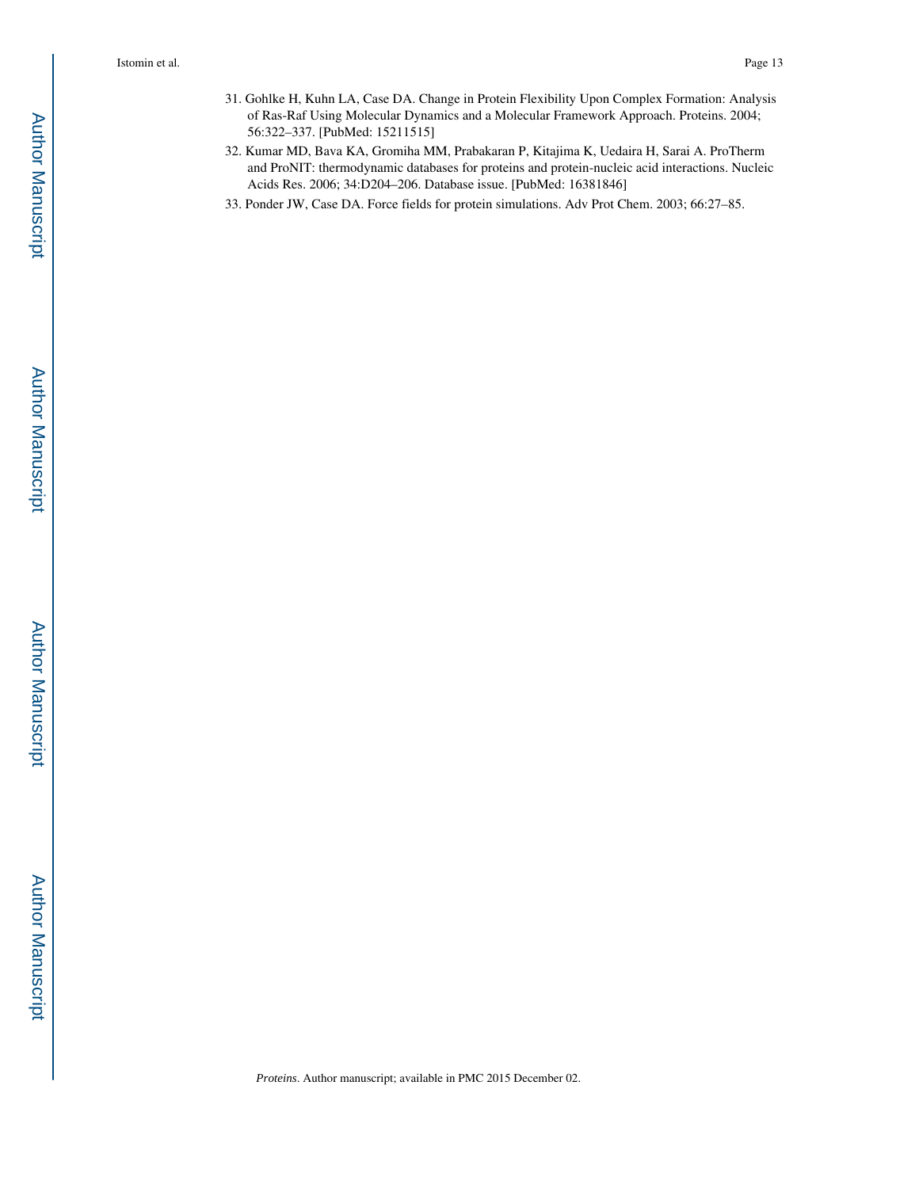31. Gohlke H, Kuhn LA, Case DA. Change in Protein Flexibility Upon Complex Formation: Analysis of Ras-Raf Using Molecular Dynamics and a Molecular Framework Approach. Proteins. 2004; 56:322–337. [PubMed: 15211515]
32. Kumar MD, Bava KA, Gromiha MM, Prabakaran P, Kitajima K, Uedaira H, Sarai A. ProTherm and ProNIT: thermodynamic databases for proteins and protein-nucleic acid interactions. Nucleic Acids Res. 2006; 34:D204–206. Database issue. [PubMed: 16381846]
33. Ponder JW, Case DA. Force fields for protein simulations. Adv Prot Chem. 2003; 66:27–85.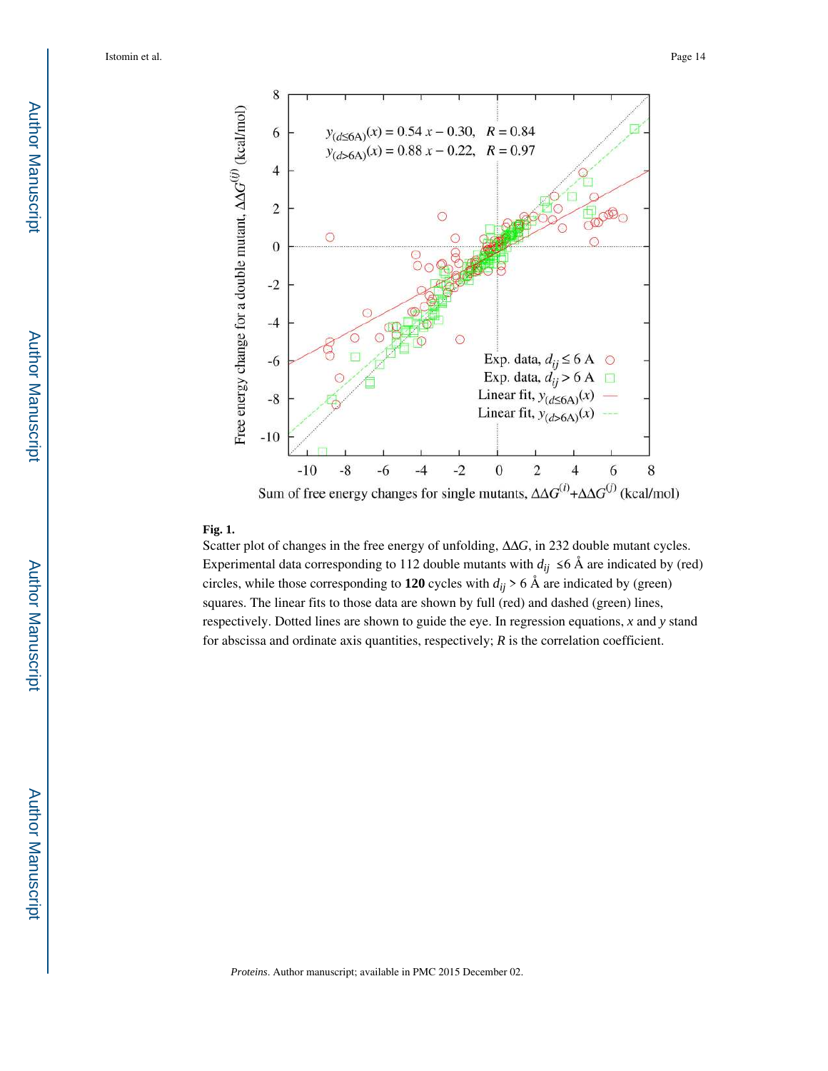**Fig. 1.**

Scatter plot of changes in the free energy of unfolding, ΔΔ*G*, in 232 double mutant cycles. Experimental data corresponding to 112 double mutants with $d_{ij} \leq 6$ Å are indicated by (red) circles, while those corresponding to **120** cycles with $d_{ij} > 6$ Å are indicated by (green) squares. The linear fits to those data are shown by full (red) and dashed (green) lines, respectively. Dotted lines are shown to guide the eye. In regression equations, *x* and *y* stand for abscissa and ordinate axis quantities, respectively; *R* is the correlation coefficient.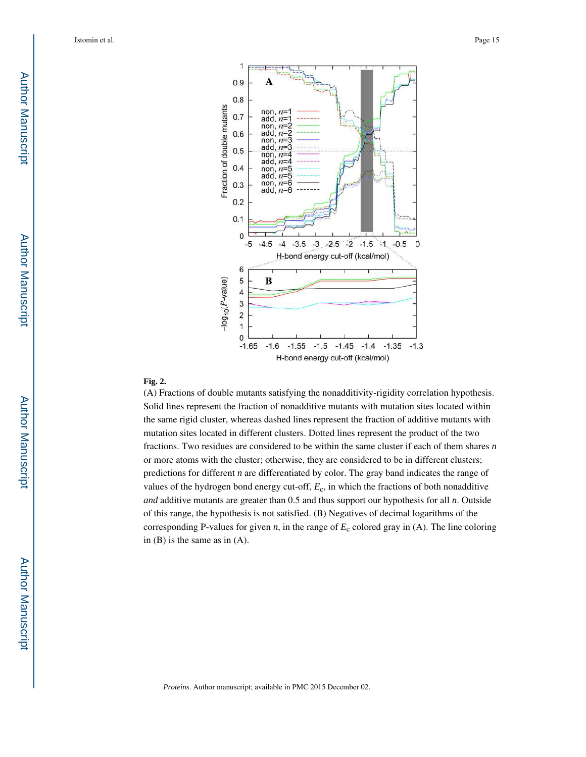**Fig. 2.**

(A) Fractions of double mutants satisfying the nonadditivity-rigidity correlation hypothesis. Solid lines represent the fraction of nonadditive mutants with mutation sites located within the same rigid cluster, whereas dashed lines represent the fraction of additive mutants with mutation sites located in different clusters. Dotted lines represent the product of the two fractions. Two residues are considered to be within the same cluster if each of them shares $n$ or more atoms with the cluster; otherwise, they are considered to be in different clusters; predictions for different $n$ are differentiated by color. The gray band indicates the range of values of the hydrogen bond energy cut-off, $E_c$, in which the fractions of both nonadditive *and* additive mutants are greater than 0.5 and thus support our hypothesis for all $n$. Outside of this range, the hypothesis is not satisfied. (B) Negatives of decimal logarithms of the corresponding P-values for given $n$, in the range of $E_c$ colored gray in (A). The line coloring in (B) is the same as in (A).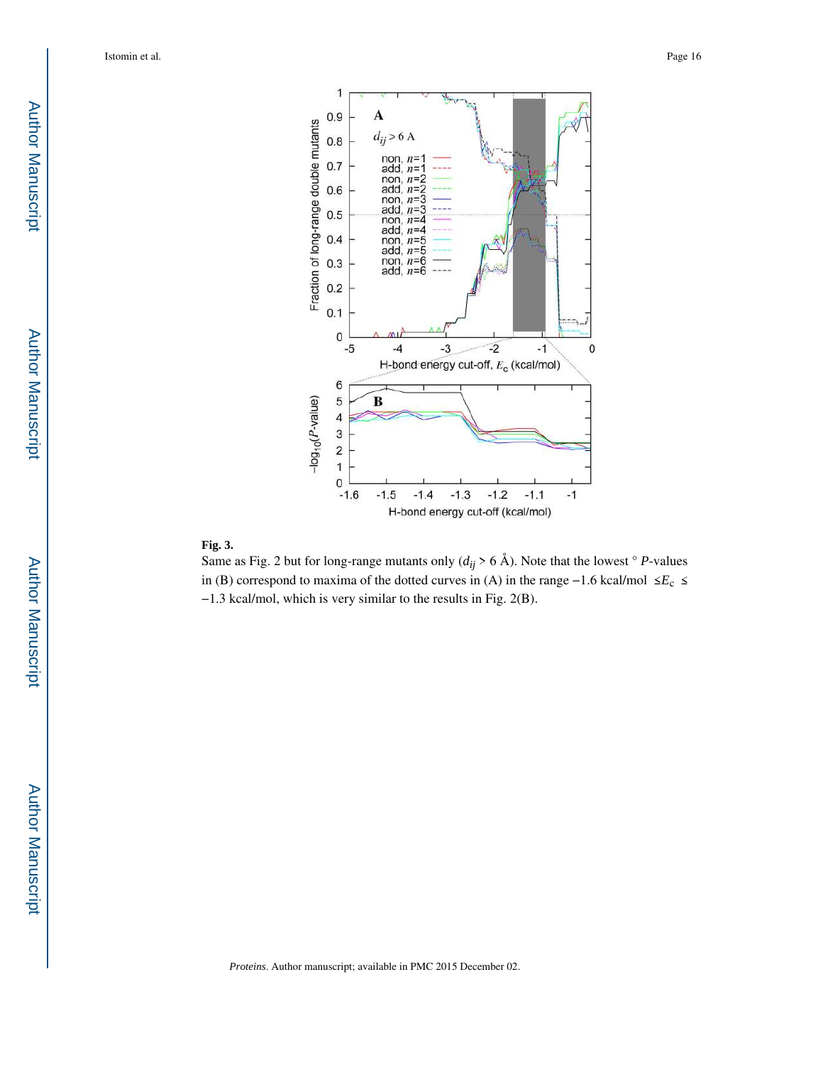**Fig. 3.**

Same as Fig. 2 but for long-range mutants only ($d_{ij}$ > 6 Å). Note that the lowest ° $P$-values in (B) correspond to maxima of the dotted curves in (A) in the range −1.6 kcal/mol ≤$E_c$ ≤ −1.3 kcal/mol, which is very similar to the results in Fig. 2(B).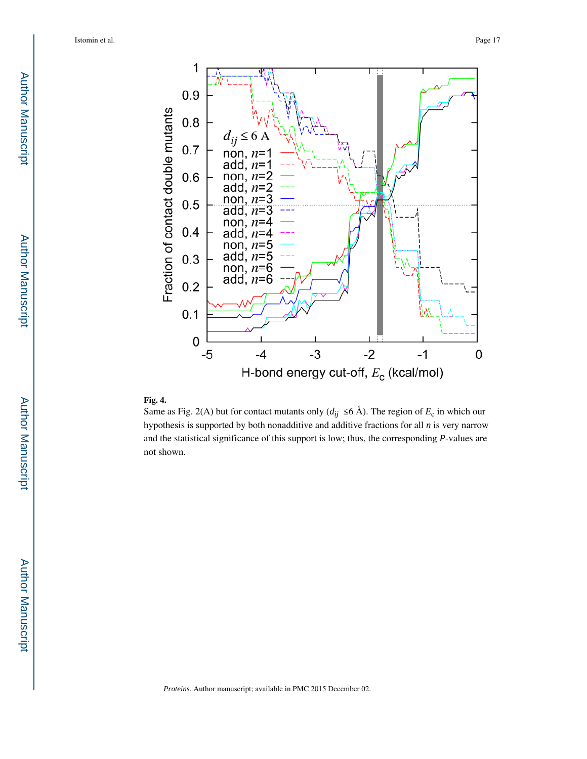**Fig. 4.**

Same as Fig. 2(A) but for contact mutants only ($d_{ij}$ ≤6 Å). The region of $E_c$ in which our hypothesis is supported by both nonadditive and additive fractions for all $n$ is very narrow and the statistical significance of this support is low; thus, the corresponding $P$-values are not shown.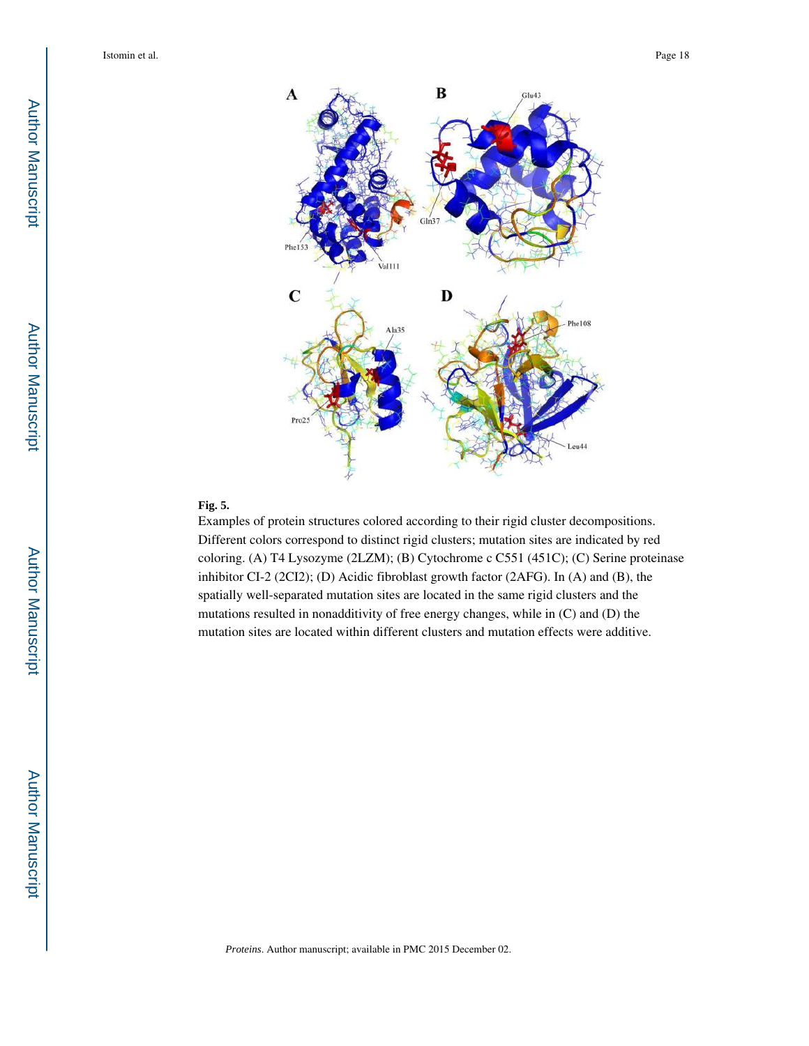**Fig. 5.**

Examples of protein structures colored according to their rigid cluster decompositions. Different colors correspond to distinct rigid clusters; mutation sites are indicated by red coloring. (A) T4 Lysozyme (2LZM); (B) Cytochrome c C551 (451C); (C) Serine proteinase inhibitor CI-2 (2CI2); (D) Acidic fibroblast growth factor (2AFG). In (A) and (B), the spatially well-separated mutation sites are located in the same rigid clusters and the mutations resulted in nonadditivity of free energy changes, while in (C) and (D) the mutation sites are located within different clusters and mutation effects were additive.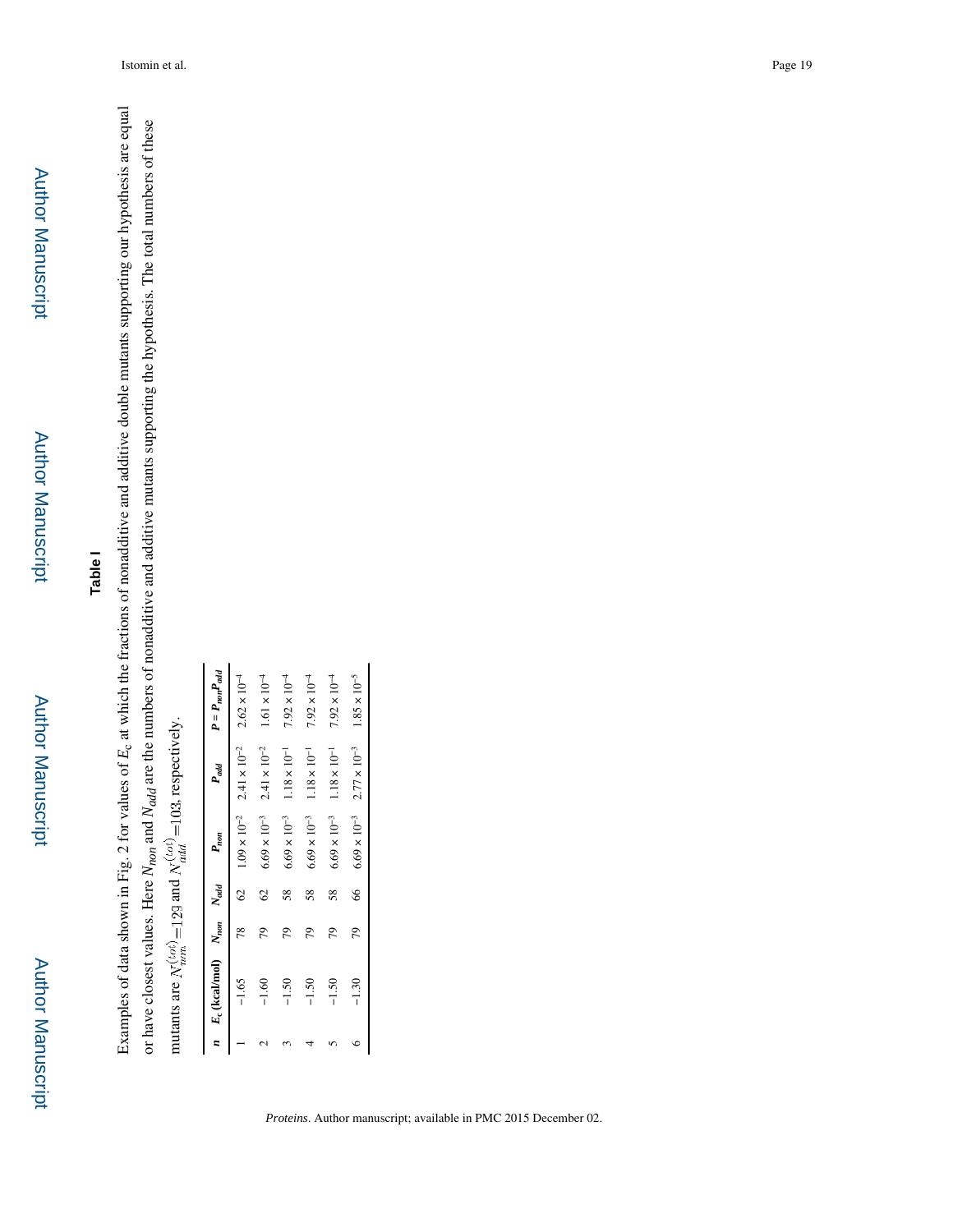## Table I

Examples of data shown in Fig. 2 for values of $E_c$ at which the fractions of nonadditive and additive double mutants supporting our hypothesis are equal or have closest values. Here $N_{non}$ and $N_{add}$ are the numbers of nonadditive and additive mutants supporting the hypothesis. The total numbers of these mutants are $N_{non}^{(tot)}=129$ and $N_{add}^{(tot)}=103$, respectively.

| $n$ | $E_c$ (kcal/mol) | $N_{non}$ | $N_{add}$ | $P_{non}$ | $P_{add}$ | $P = P_{non}P_{add}$ |
|---|---|---|---|---|---|---|
| 1 | −1.65 | 78 | 62 | $1.09 \times 10^{-2}$ | $2.41 \times 10^{-2}$ | $2.62 \times 10^{-4}$ |
| 2 | −1.60 | 79 | 62 | $6.69 \times 10^{-3}$ | $2.41 \times 10^{-2}$ | $1.61 \times 10^{-4}$ |
| 3 | −1.50 | 79 | 58 | $6.69 \times 10^{-3}$ | $1.18 \times 10^{-1}$ | $7.92 \times 10^{-4}$ |
| 4 | −1.50 | 79 | 58 | $6.69 \times 10^{-3}$ | $1.18 \times 10^{-1}$ | $7.92 \times 10^{-4}$ |
| 5 | −1.50 | 79 | 58 | $6.69 \times 10^{-3}$ | $1.18 \times 10^{-1}$ | $7.92 \times 10^{-4}$ |
| 6 | −1.30 | 79 | 66 | $6.69 \times 10^{-3}$ | $2.77 \times 10^{-3}$ | $1.85 \times 10^{-5}$ |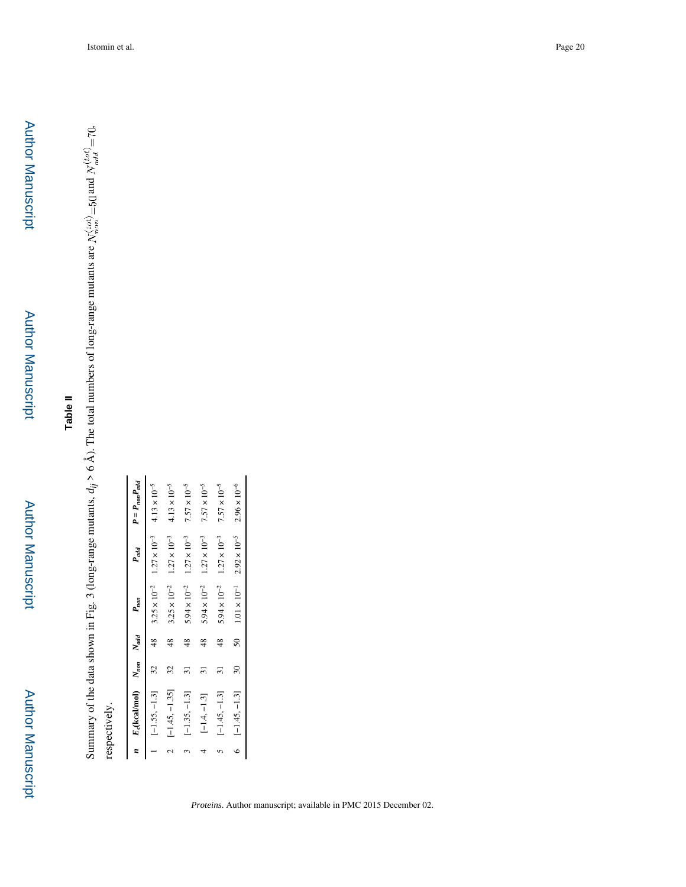## Table II

Summary of the data shown in Fig. 3 (long-range mutants, $d_{ij} > 6$ Å). The total numbers of long-range mutants are $N_{non}^{(tot)} = 50$ and $N_{add}^{(tot)} = 70$, respectively.

| $n$ | $E_c$(kcal/mol) | $N_{non}$ | $N_{add}$ | $P_{non}$ | $P_{add}$ | $P = P_{non}P_{add}$ |
|---|---|---|---|---|---|---|
| 1 | [−1.55, −1.3] | 32 | 48 | $3.25 \times 10^{-2}$ | $1.27 \times 10^{-3}$ | $4.13 \times 10^{-5}$ |
| 2 | [−1.45, −1.35] | 32 | 48 | $3.25 \times 10^{-2}$ | $1.27 \times 10^{-3}$ | $4.13 \times 10^{-5}$ |
| 3 | [−1.35, −1.3] | 31 | 48 | $5.94 \times 10^{-2}$ | $1.27 \times 10^{-3}$ | $7.57 \times 10^{-5}$ |
| 4 | [−1.4, −1.3] | 31 | 48 | $5.94 \times 10^{-2}$ | $1.27 \times 10^{-3}$ | $7.57 \times 10^{-5}$ |
| 5 | [−1.45, −1.3] | 31 | 48 | $5.94 \times 10^{-2}$ | $1.27 \times 10^{-3}$ | $7.57 \times 10^{-5}$ |
| 6 | [−1.45, −1.3] | 30 | 50 | $1.01 \times 10^{-1}$ | $2.92 \times 10^{-5}$ | $2.96 \times 10^{-6}$ |